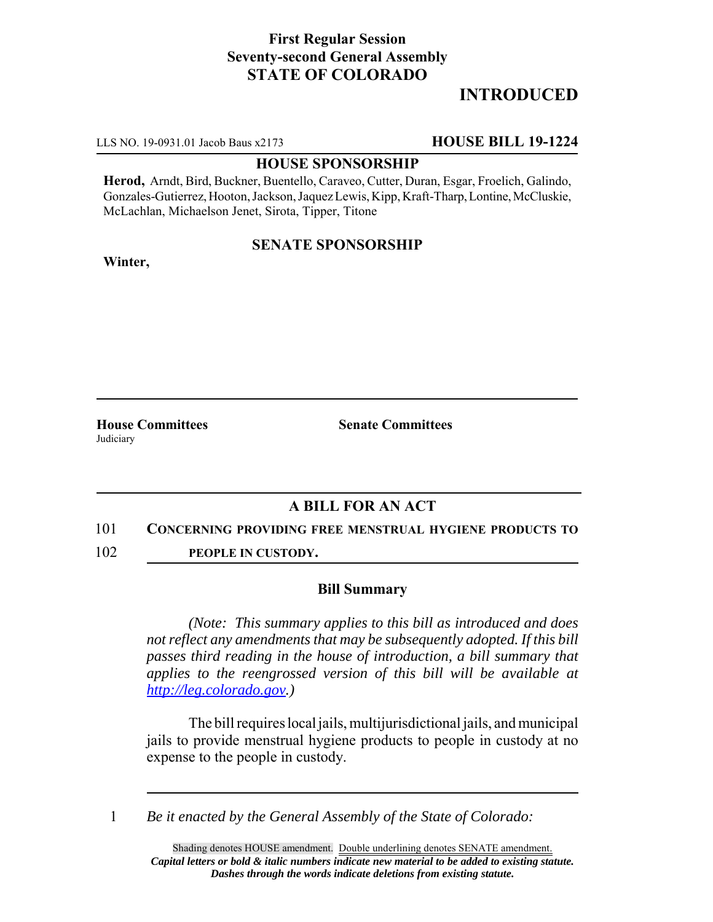**First Regular Session**
**Seventy-second General Assembly**
**STATE OF COLORADO**

# INTRODUCED

LLS NO. 19-0931.01 Jacob Baus x2173 **HOUSE BILL 19-1224**

**HOUSE SPONSORSHIP**

**Herod,** Arndt, Bird, Buckner, Buentello, Caraveo, Cutter, Duran, Esgar, Froelich, Galindo, Gonzales-Gutierrez, Hooton, Jackson, Jaquez Lewis, Kipp, Kraft-Tharp, Lontine, McCluskie, McLachlan, Michaelson Jenet, Sirota, Tipper, Titone

**SENATE SPONSORSHIP**

**Winter,**

**House Committees**
Judiciary

**Senate Committees**

## A BILL FOR AN ACT

101 **CONCERNING PROVIDING FREE MENSTRUAL HYGIENE PRODUCTS TO**
102 **PEOPLE IN CUSTODY.**

### Bill Summary

*(Note: This summary applies to this bill as introduced and does not reflect any amendments that may be subsequently adopted. If this bill passes third reading in the house of introduction, a bill summary that applies to the reengrossed version of this bill will be available at http://leg.colorado.gov.)*

The bill requires local jails, multijurisdictional jails, and municipal jails to provide menstrual hygiene products to people in custody at no expense to the people in custody.

1 *Be it enacted by the General Assembly of the State of Colorado:*

Shading denotes HOUSE amendment. Double underlining denotes SENATE amendment.
***Capital letters or bold & italic numbers indicate new material to be added to existing statute.***
***Dashes through the words indicate deletions from existing statute.***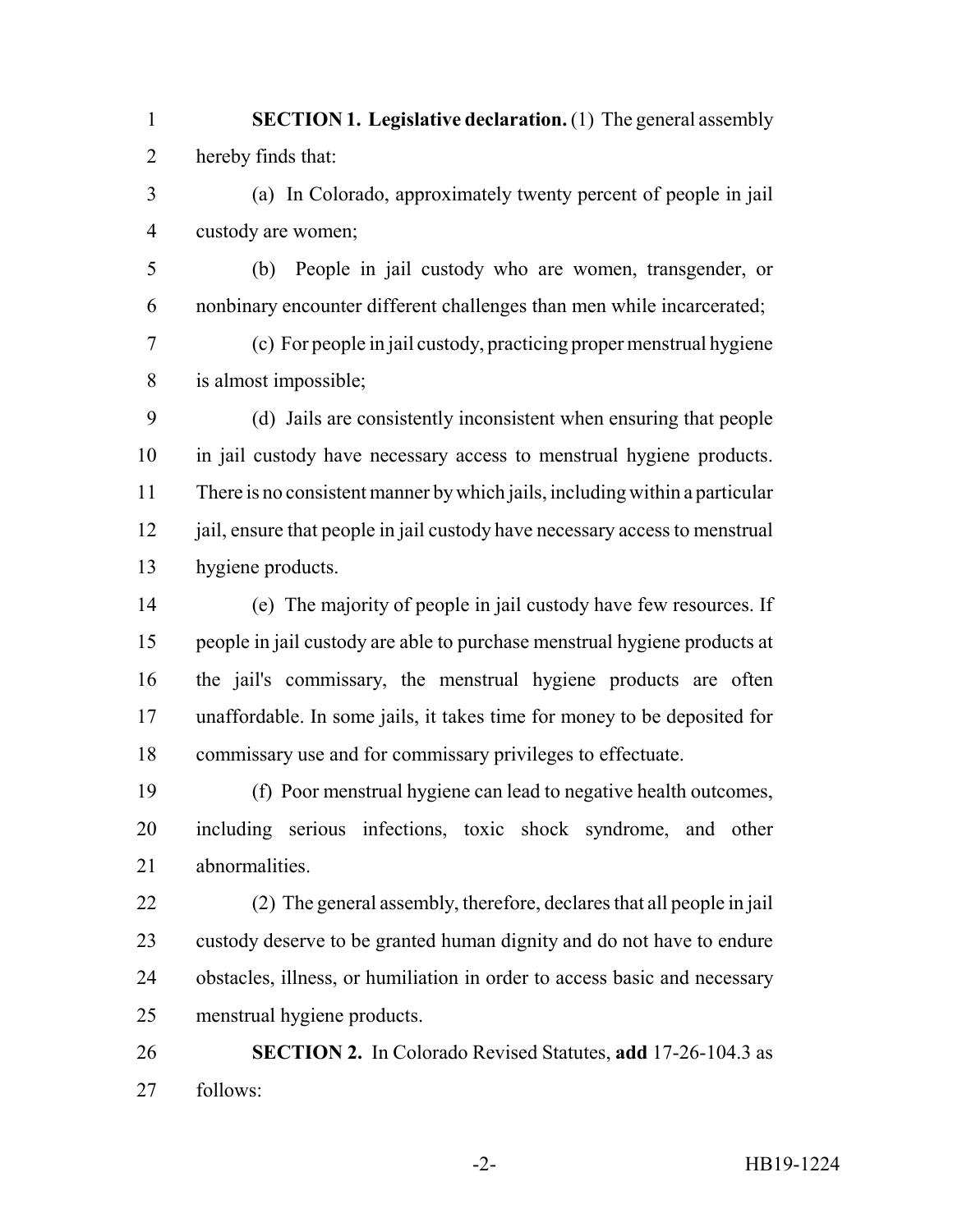**SECTION 1. Legislative declaration.** (1) The general assembly hereby finds that:

(a) In Colorado, approximately twenty percent of people in jail custody are women;

(b) People in jail custody who are women, transgender, or nonbinary encounter different challenges than men while incarcerated;

(c) For people in jail custody, practicing proper menstrual hygiene is almost impossible;

(d) Jails are consistently inconsistent when ensuring that people in jail custody have necessary access to menstrual hygiene products. There is no consistent manner by which jails, including within a particular jail, ensure that people in jail custody have necessary access to menstrual hygiene products.

(e) The majority of people in jail custody have few resources. If people in jail custody are able to purchase menstrual hygiene products at the jail's commissary, the menstrual hygiene products are often unaffordable. In some jails, it takes time for money to be deposited for commissary use and for commissary privileges to effectuate.

(f) Poor menstrual hygiene can lead to negative health outcomes, including serious infections, toxic shock syndrome, and other abnormalities.

(2) The general assembly, therefore, declares that all people in jail custody deserve to be granted human dignity and do not have to endure obstacles, illness, or humiliation in order to access basic and necessary menstrual hygiene products.

**SECTION 2.** In Colorado Revised Statutes, **add** 17-26-104.3 as follows: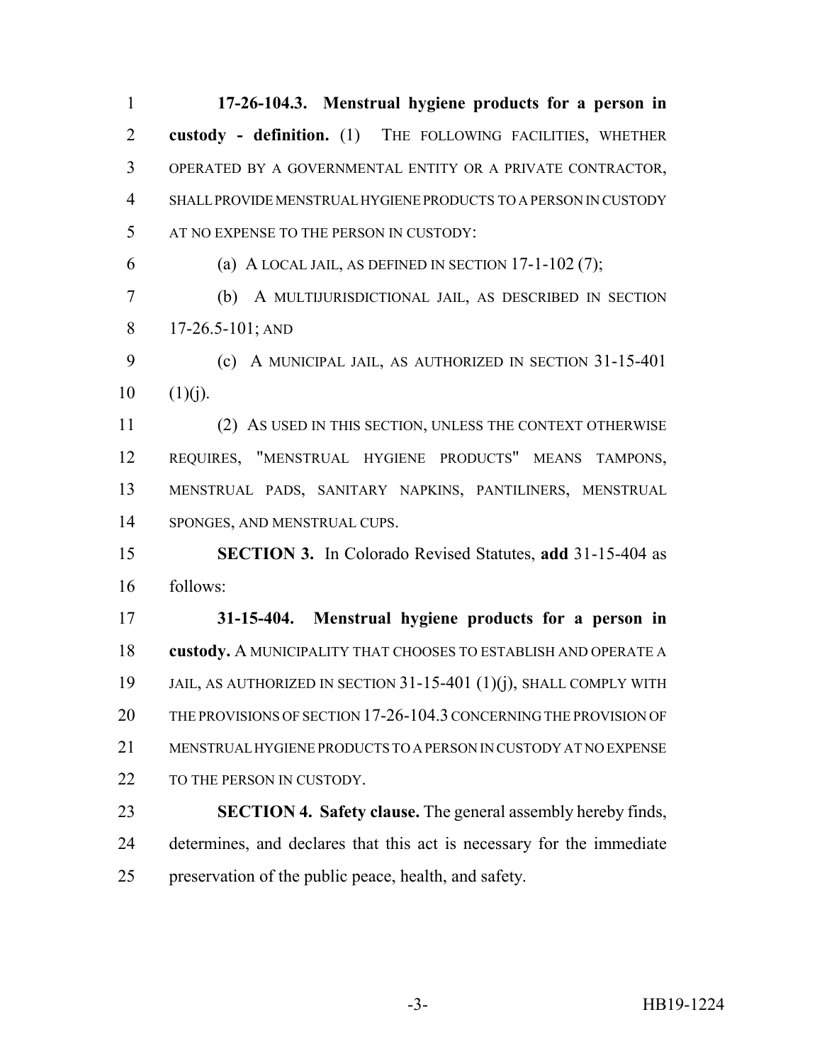**17-26-104.3. Menstrual hygiene products for a person in custody - definition.** (1) THE FOLLOWING FACILITIES, WHETHER OPERATED BY A GOVERNMENTAL ENTITY OR A PRIVATE CONTRACTOR, SHALL PROVIDE MENSTRUAL HYGIENE PRODUCTS TO A PERSON IN CUSTODY AT NO EXPENSE TO THE PERSON IN CUSTODY:

(a) A LOCAL JAIL, AS DEFINED IN SECTION 17-1-102 (7);

(b) A MULTIJURISDICTIONAL JAIL, AS DESCRIBED IN SECTION 17-26.5-101; AND

(c) A MUNICIPAL JAIL, AS AUTHORIZED IN SECTION 31-15-401 (1)(j).

(2) AS USED IN THIS SECTION, UNLESS THE CONTEXT OTHERWISE REQUIRES, "MENSTRUAL HYGIENE PRODUCTS" MEANS TAMPONS, MENSTRUAL PADS, SANITARY NAPKINS, PANTILINERS, MENSTRUAL SPONGES, AND MENSTRUAL CUPS.

**SECTION 3.** In Colorado Revised Statutes, **add** 31-15-404 as follows:

**31-15-404. Menstrual hygiene products for a person in custody.** A MUNICIPALITY THAT CHOOSES TO ESTABLISH AND OPERATE A JAIL, AS AUTHORIZED IN SECTION 31-15-401 (1)(j), SHALL COMPLY WITH THE PROVISIONS OF SECTION 17-26-104.3 CONCERNING THE PROVISION OF MENSTRUAL HYGIENE PRODUCTS TO A PERSON IN CUSTODY AT NO EXPENSE TO THE PERSON IN CUSTODY.

**SECTION 4. Safety clause.** The general assembly hereby finds, determines, and declares that this act is necessary for the immediate preservation of the public peace, health, and safety.